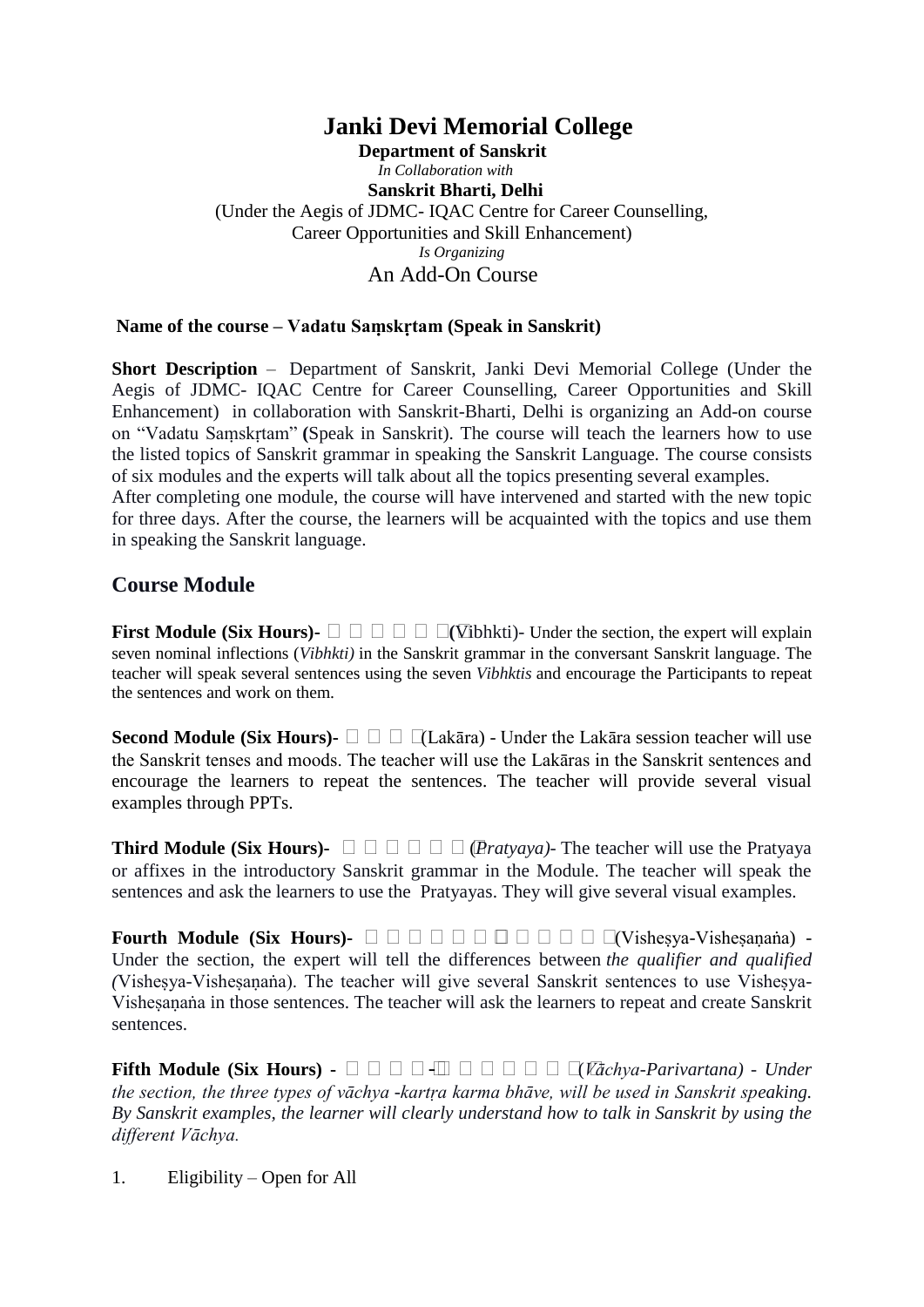# Janki Devi Memorial College

**Department of Sanskrit**

*In Collaboration with*

**Sanskrit Bharti, Delhi**

(Under the Aegis of JDMC- IQAC Centre for Career Counselling, Career Opportunities and Skill Enhancement)

*Is Organizing*

An Add-On Course

**Name of the course – Vadatu Saṃskṛtam (Speak in Sanskrit)**

**Short Description** – Department of Sanskrit, Janki Devi Memorial College (Under the Aegis of JDMC- IQAC Centre for Career Counselling, Career Opportunities and Skill Enhancement) in collaboration with Sanskrit-Bharti, Delhi is organizing an Add-on course on "Vadatu Saṃskṛtam" (Speak in Sanskrit). The course will teach the learners how to use the listed topics of Sanskrit grammar in speaking the Sanskrit Language. The course consists of six modules and the experts will talk about all the topics presenting several examples. After completing one module, the course will have intervened and started with the new topic for three days. After the course, the learners will be acquainted with the topics and use them in speaking the Sanskrit language.

## Course Module

**First Module (Six Hours)-** □ □ □ □ □ □ **(**Vibhkti)- Under the section, the expert will explain seven nominal inflections (*Vibhkti)* in the Sanskrit grammar in the conversant Sanskrit language. The teacher will speak several sentences using the seven *Vibhktis* and encourage the Participants to repeat the sentences and work on them.

**Second Module (Six Hours)-** □ □ □ □ (Lakāra) - Under the Lakāra session teacher will use the Sanskrit tenses and moods. The teacher will use the Lakāras in the Sanskrit sentences and encourage the learners to repeat the sentences. The teacher will provide several visual examples through PPTs.

**Third Module (Six Hours)-** □ □ □ □ □ □ (*Pratyaya)*- The teacher will use the Pratyaya or affixes in the introductory Sanskrit grammar in the Module. The teacher will speak the sentences and ask the learners to use the Pratyayas. They will give several visual examples.

**Fourth Module (Six Hours)-** □ □ □ □ □ □ □ □ □ □ □ (Visheṣya-Visheṣaṇaṅa) - Under the section, the expert will tell the differences between *the qualifier and qualified (*Visheṣya-Visheṣaṇaṅa). The teacher will give several Sanskrit sentences to use Visheṣya-Visheṣaṇaṅa in those sentences. The teacher will ask the learners to repeat and create Sanskrit sentences.

**Fifth Module (Six Hours) -** □ □ □ □ **-** □ □ □ □ □ □ □ (*Vāchya-Parivartana) - Under the section, the three types of vāchya -kartṛa karma bhāve, will be used in Sanskrit speaking. By Sanskrit examples, the learner will clearly understand how to talk in Sanskrit by using the different Vāchya.*

1. Eligibility – Open for All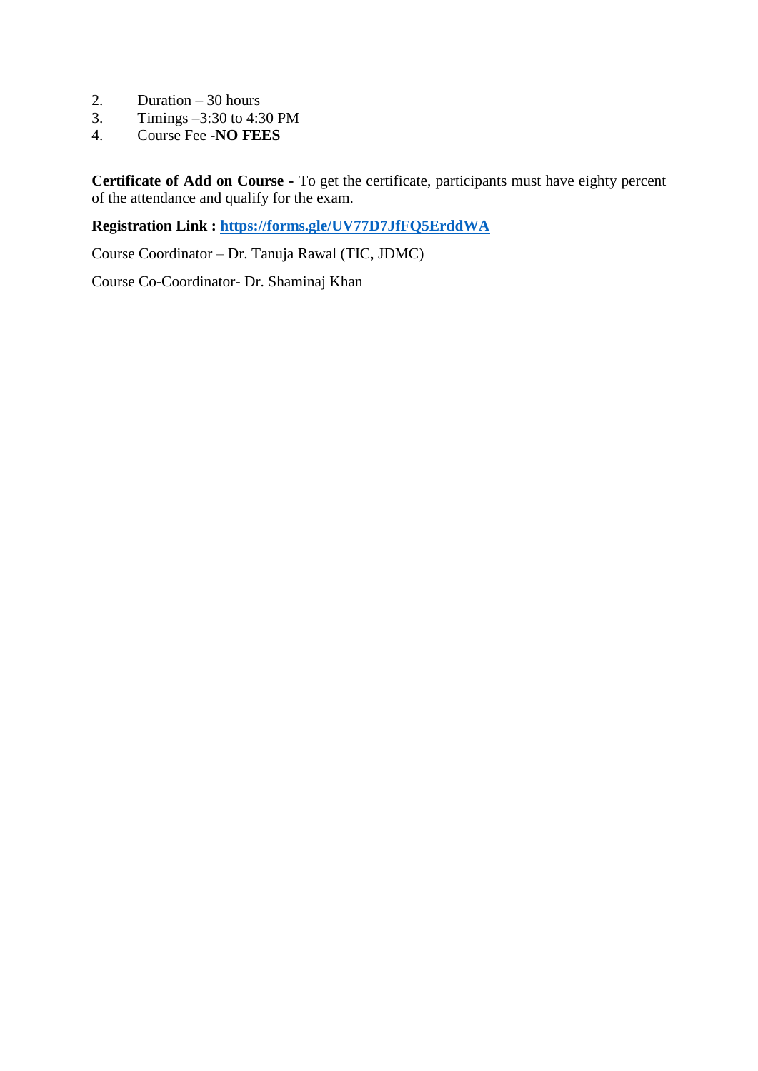2. Duration – 30 hours
3. Timings –3:30 to 4:30 PM
4. Course Fee **-NO FEES**

**Certificate of Add on Course -** To get the certificate, participants must have eighty percent of the attendance and qualify for the exam.

**Registration Link : [https://forms.gle/UV77D7JfFQ5ErddWA](https://forms.gle/UV77D7JfFQ5ErddWA)**

Course Coordinator – Dr. Tanuja Rawal (TIC, JDMC)

Course Co-Coordinator- Dr. Shaminaj Khan